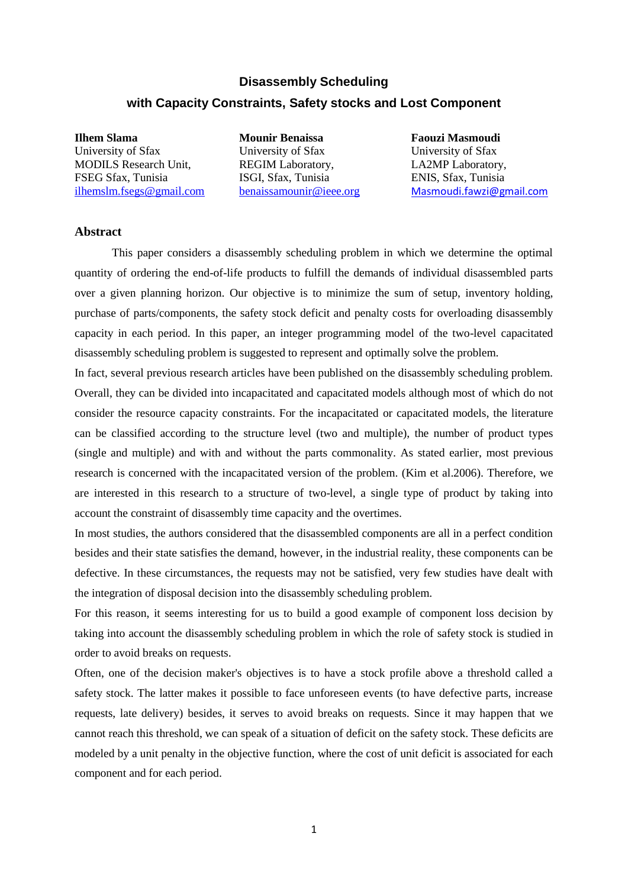# Disassembly Scheduling with Capacity Constraints, Safety stocks and Lost Component

**Ilhem Slama**
University of Sfax
MODILS Research Unit,
FSEG Sfax, Tunisia
ilhemslm.fsegs@gmail.com

**Mounir Benaissa**
University of Sfax
REGIM Laboratory,
ISGI, Sfax, Tunisia
benaissamounir@ieee.org

**Faouzi Masmoudi**
University of Sfax
LA2MP Laboratory,
ENIS, Sfax, Tunisia
Masmoudi.fawzi@gmail.com

## Abstract

This paper considers a disassembly scheduling problem in which we determine the optimal quantity of ordering the end-of-life products to fulfill the demands of individual disassembled parts over a given planning horizon. Our objective is to minimize the sum of setup, inventory holding, purchase of parts/components, the safety stock deficit and penalty costs for overloading disassembly capacity in each period. In this paper, an integer programming model of the two-level capacitated disassembly scheduling problem is suggested to represent and optimally solve the problem.

In fact, several previous research articles have been published on the disassembly scheduling problem. Overall, they can be divided into incapacitated and capacitated models although most of which do not consider the resource capacity constraints. For the incapacitated or capacitated models, the literature can be classified according to the structure level (two and multiple), the number of product types (single and multiple) and with and without the parts commonality. As stated earlier, most previous research is concerned with the incapacitated version of the problem. (Kim et al.2006). Therefore, we are interested in this research to a structure of two-level, a single type of product by taking into account the constraint of disassembly time capacity and the overtimes.

In most studies, the authors considered that the disassembled components are all in a perfect condition besides and their state satisfies the demand, however, in the industrial reality, these components can be defective. In these circumstances, the requests may not be satisfied, very few studies have dealt with the integration of disposal decision into the disassembly scheduling problem.

For this reason, it seems interesting for us to build a good example of component loss decision by taking into account the disassembly scheduling problem in which the role of safety stock is studied in order to avoid breaks on requests.

Often, one of the decision maker's objectives is to have a stock profile above a threshold called a safety stock. The latter makes it possible to face unforeseen events (to have defective parts, increase requests, late delivery) besides, it serves to avoid breaks on requests. Since it may happen that we cannot reach this threshold, we can speak of a situation of deficit on the safety stock. These deficits are modeled by a unit penalty in the objective function, where the cost of unit deficit is associated for each component and for each period.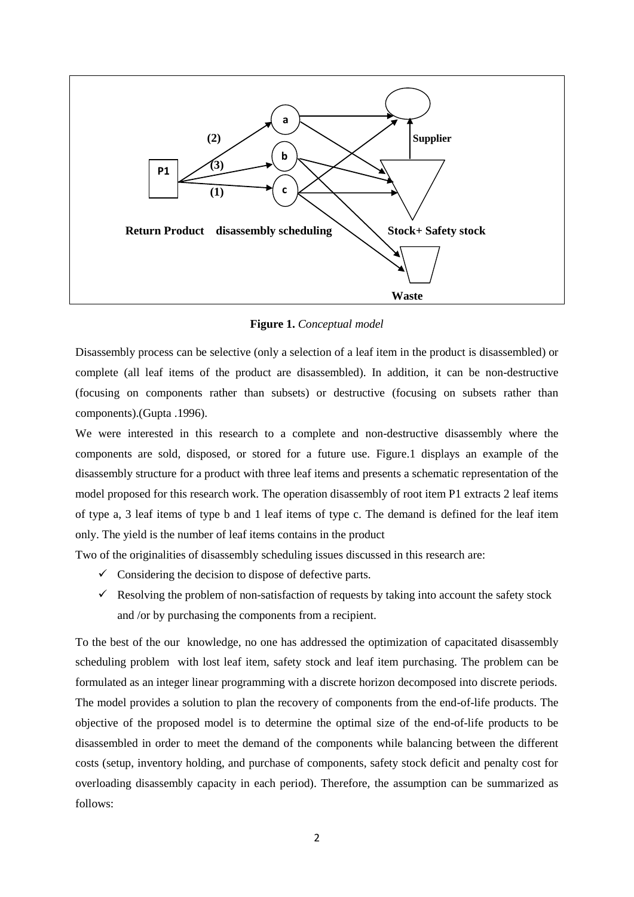**Figure 1.** *Conceptual model*

Disassembly process can be selective (only a selection of a leaf item in the product is disassembled) or complete (all leaf items of the product are disassembled). In addition, it can be non-destructive (focusing on components rather than subsets) or destructive (focusing on subsets rather than components).(Gupta .1996).

We were interested in this research to a complete and non-destructive disassembly where the components are sold, disposed, or stored for a future use. Figure.1 displays an example of the disassembly structure for a product with three leaf items and presents a schematic representation of the model proposed for this research work. The operation disassembly of root item P1 extracts 2 leaf items of type a, 3 leaf items of type b and 1 leaf items of type c. The demand is defined for the leaf item only. The yield is the number of leaf items contains in the product

Two of the originalities of disassembly scheduling issues discussed in this research are:

- ✓ Considering the decision to dispose of defective parts.
- ✓ Resolving the problem of non-satisfaction of requests by taking into account the safety stock and /or by purchasing the components from a recipient.

To the best of the our knowledge, no one has addressed the optimization of capacitated disassembly scheduling problem with lost leaf item, safety stock and leaf item purchasing. The problem can be formulated as an integer linear programming with a discrete horizon decomposed into discrete periods. The model provides a solution to plan the recovery of components from the end-of-life products. The objective of the proposed model is to determine the optimal size of the end-of-life products to be disassembled in order to meet the demand of the components while balancing between the different costs (setup, inventory holding, and purchase of components, safety stock deficit and penalty cost for overloading disassembly capacity in each period). Therefore, the assumption can be summarized as follows: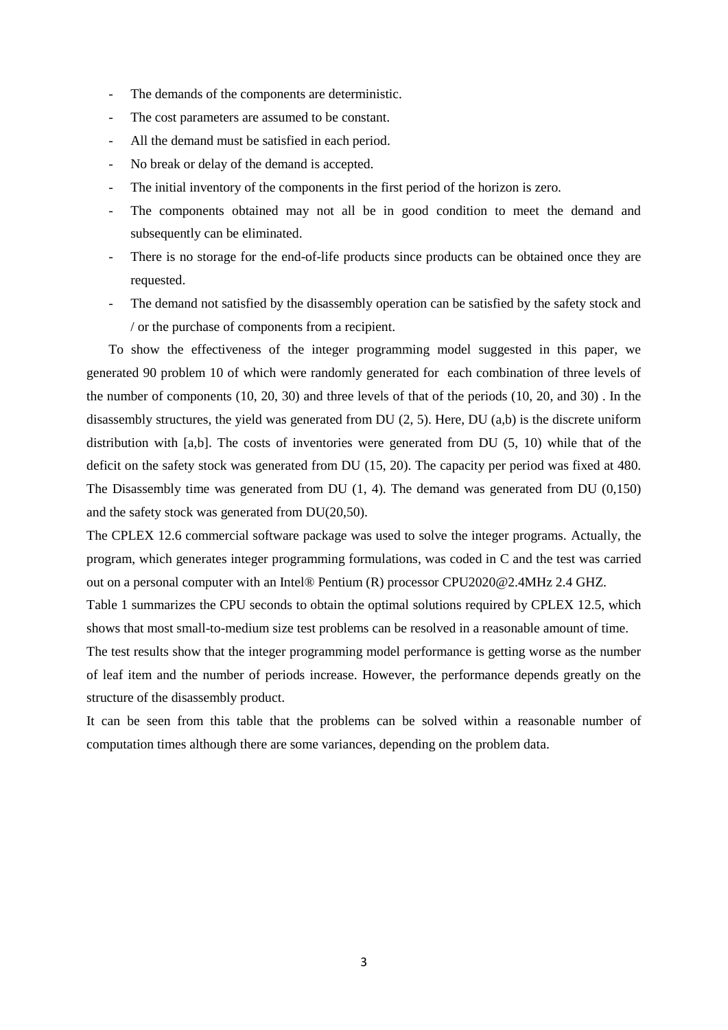- The demands of the components are deterministic.
- The cost parameters are assumed to be constant.
- All the demand must be satisfied in each period.
- No break or delay of the demand is accepted.
- The initial inventory of the components in the first period of the horizon is zero.
- The components obtained may not all be in good condition to meet the demand and subsequently can be eliminated.
- There is no storage for the end-of-life products since products can be obtained once they are requested.
- The demand not satisfied by the disassembly operation can be satisfied by the safety stock and / or the purchase of components from a recipient.

To show the effectiveness of the integer programming model suggested in this paper, we generated 90 problem 10 of which were randomly generated for each combination of three levels of the number of components (10, 20, 30) and three levels of that of the periods (10, 20, and 30) . In the disassembly structures, the yield was generated from DU (2, 5). Here, DU (a,b) is the discrete uniform distribution with [a,b]. The costs of inventories were generated from DU (5, 10) while that of the deficit on the safety stock was generated from DU (15, 20). The capacity per period was fixed at 480. The Disassembly time was generated from DU (1, 4). The demand was generated from DU (0,150) and the safety stock was generated from DU(20,50).

The CPLEX 12.6 commercial software package was used to solve the integer programs. Actually, the program, which generates integer programming formulations, was coded in C and the test was carried out on a personal computer with an Intel® Pentium (R) processor CPU2020@2.4MHz 2.4 GHZ.

Table 1 summarizes the CPU seconds to obtain the optimal solutions required by CPLEX 12.5, which shows that most small-to-medium size test problems can be resolved in a reasonable amount of time.

The test results show that the integer programming model performance is getting worse as the number of leaf item and the number of periods increase. However, the performance depends greatly on the structure of the disassembly product.

It can be seen from this table that the problems can be solved within a reasonable number of computation times although there are some variances, depending on the problem data.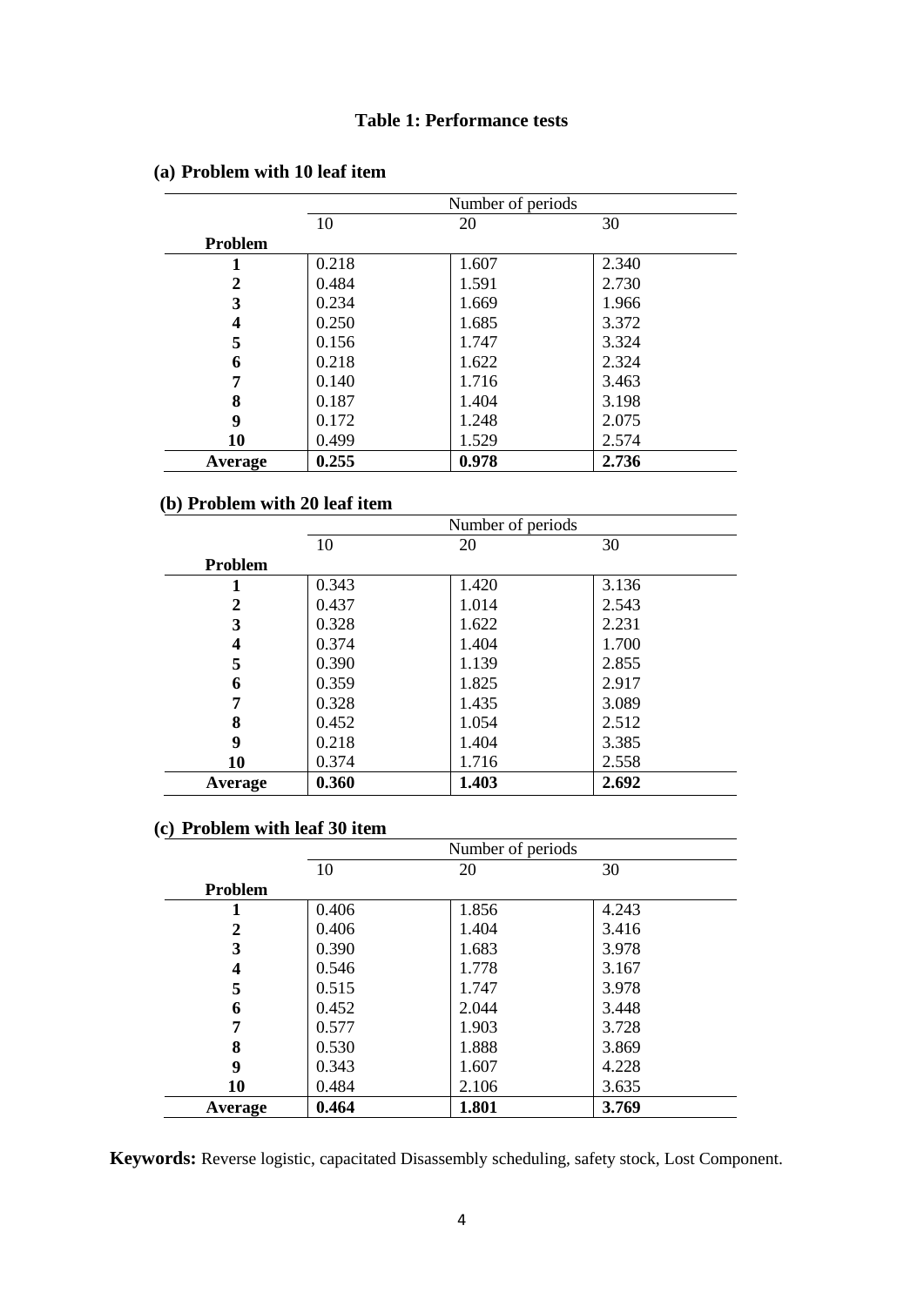**Table 1: Performance tests**

**(a) Problem with 10 leaf item**

| | Number of periods | | |
|---|---|---|---|
| **Problem** | 10 | 20 | 30 |
| **1** | 0.218 | 1.607 | 2.340 |
| **2** | 0.484 | 1.591 | 2.730 |
| **3** | 0.234 | 1.669 | 1.966 |
| **4** | 0.250 | 1.685 | 3.372 |
| **5** | 0.156 | 1.747 | 3.324 |
| **6** | 0.218 | 1.622 | 2.324 |
| **7** | 0.140 | 1.716 | 3.463 |
| **8** | 0.187 | 1.404 | 3.198 |
| **9** | 0.172 | 1.248 | 2.075 |
| **10** | 0.499 | 1.529 | 2.574 |
| **Average** | **0.255** | **0.978** | **2.736** |

**(b) Problem with 20 leaf item**

| | Number of periods | | |
|---|---|---|---|
| **Problem** | 10 | 20 | 30 |
| **1** | 0.343 | 1.420 | 3.136 |
| **2** | 0.437 | 1.014 | 2.543 |
| **3** | 0.328 | 1.622 | 2.231 |
| **4** | 0.374 | 1.404 | 1.700 |
| **5** | 0.390 | 1.139 | 2.855 |
| **6** | 0.359 | 1.825 | 2.917 |
| **7** | 0.328 | 1.435 | 3.089 |
| **8** | 0.452 | 1.054 | 2.512 |
| **9** | 0.218 | 1.404 | 3.385 |
| **10** | 0.374 | 1.716 | 2.558 |
| **Average** | **0.360** | **1.403** | **2.692** |

**(c) Problem with leaf 30 item**

| | Number of periods | | |
|---|---|---|---|
| **Problem** | 10 | 20 | 30 |
| **1** | 0.406 | 1.856 | 4.243 |
| **2** | 0.406 | 1.404 | 3.416 |
| **3** | 0.390 | 1.683 | 3.978 |
| **4** | 0.546 | 1.778 | 3.167 |
| **5** | 0.515 | 1.747 | 3.978 |
| **6** | 0.452 | 2.044 | 3.448 |
| **7** | 0.577 | 1.903 | 3.728 |
| **8** | 0.530 | 1.888 | 3.869 |
| **9** | 0.343 | 1.607 | 4.228 |
| **10** | 0.484 | 2.106 | 3.635 |
| **Average** | **0.464** | **1.801** | **3.769** |

**Keywords:** Reverse logistic, capacitated Disassembly scheduling, safety stock, Lost Component.